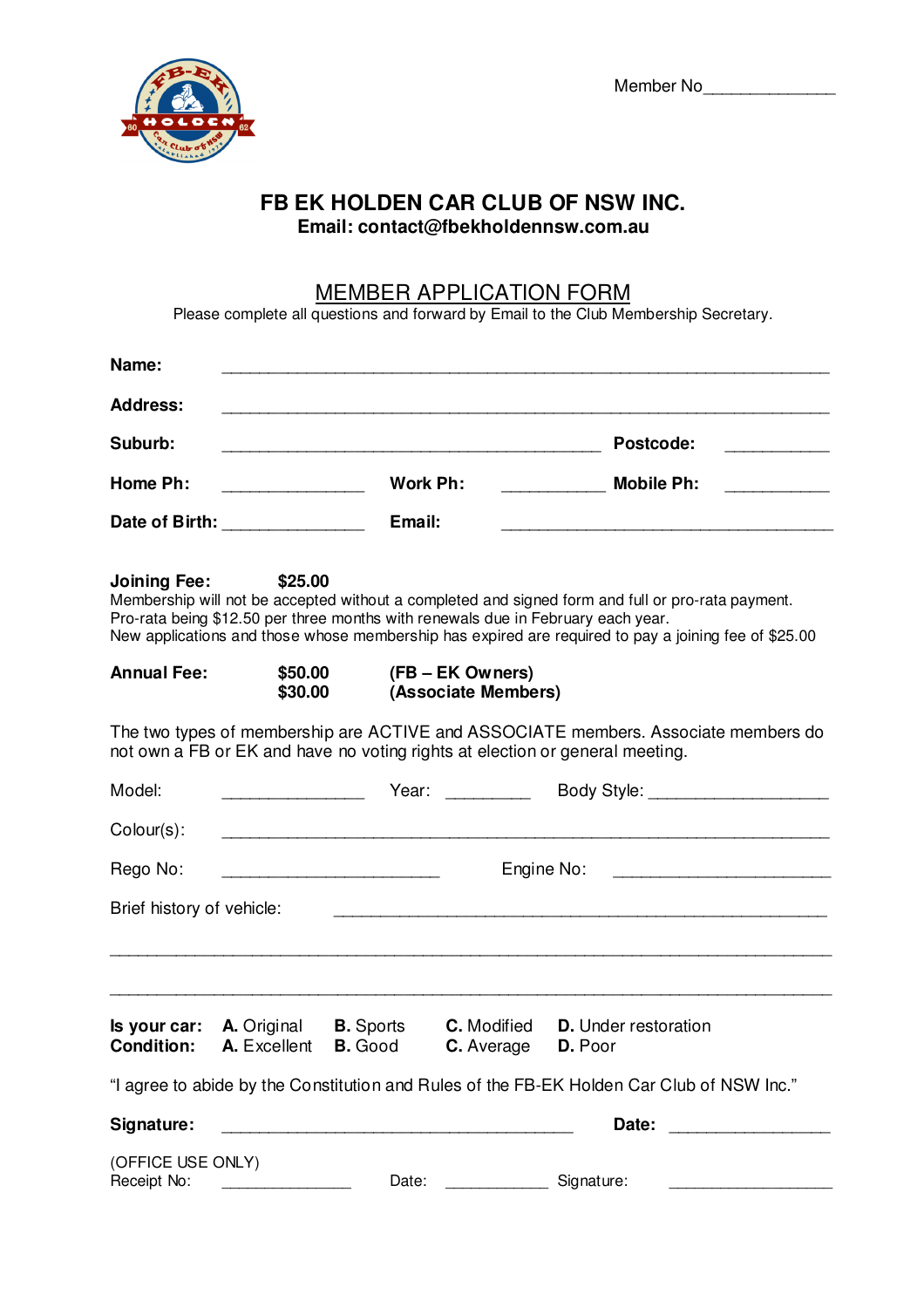Member No______________

# FB EK HOLDEN CAR CLUB OF NSW INC.

**Email: contact@fbekholdennsw.com.au**

## MEMBER APPLICATION FORM

Please complete all questions and forward by Email to the Club Membership Secretary.

**Name:** ____________________________________________________________

**Address:** ____________________________________________________________

**Suburb:** ________________________________________ **Postcode:** __________

**Home Ph:** _______________ **Work Ph:** ___________ **Mobile Ph:** __________

**Date of Birth:** _______________ **Email:** ___________________________________

**Joining Fee:** **$25.00**

Membership will not be accepted without a completed and signed form and full or pro-rata payment.
Pro-rata being $12.50 per three months with renewals due in February each year.
New applications and those whose membership has expired are required to pay a joining fee of $25.00

**Annual Fee:** **$50.00** **(FB – EK Owners)**
**$30.00** **(Associate Members)**

The two types of membership are ACTIVE and ASSOCIATE members. Associate members do not own a FB or EK and have no voting rights at election or general meeting.

Model: _______________ Year: _________ Body Style: ___________________

Colour(s): ____________________________________________________________

Rego No: _______________________ Engine No: _______________________

Brief history of vehicle: __________________________________________________

______________________________________________________________________________

______________________________________________________________________________

**Is your car:** **A.** Original **B.** Sports **C.** Modified **D.** Under restoration
**Condition:** **A.** Excellent **B.** Good **C.** Average **D.** Poor

"I agree to abide by the Constitution and Rules of the FB-EK Holden Car Club of NSW Inc."

**Signature:** _____________________________________ **Date:** _________________

(OFFICE USE ONLY)
Receipt No: ______________ Date: ___________ Signature: __________________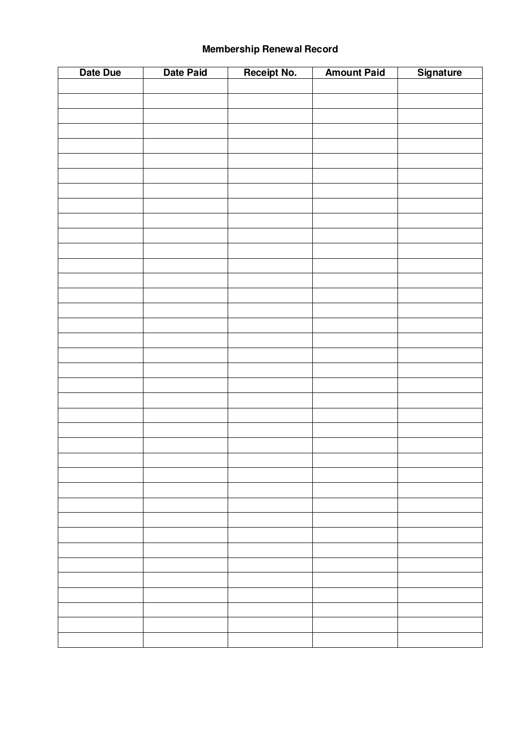**Membership Renewal Record**

| Date Due | Date Paid | Receipt No. | Amount Paid | Signature |
|---|---|---|---|---|
| | | | | |
| | | | | |
| | | | | |
| | | | | |
| | | | | |
| | | | | |
| | | | | |
| | | | | |
| | | | | |
| | | | | |
| | | | | |
| | | | | |
| | | | | |
| | | | | |
| | | | | |
| | | | | |
| | | | | |
| | | | | |
| | | | | |
| | | | | |
| | | | | |
| | | | | |
| | | | | |
| | | | | |
| | | | | |
| | | | | |
| | | | | |
| | | | | |
| | | | | |
| | | | | |
| | | | | |
| | | | | |
| | | | | |
| | | | | |
| | | | | |
| | | | | |
| | | | | |
| | | | | |